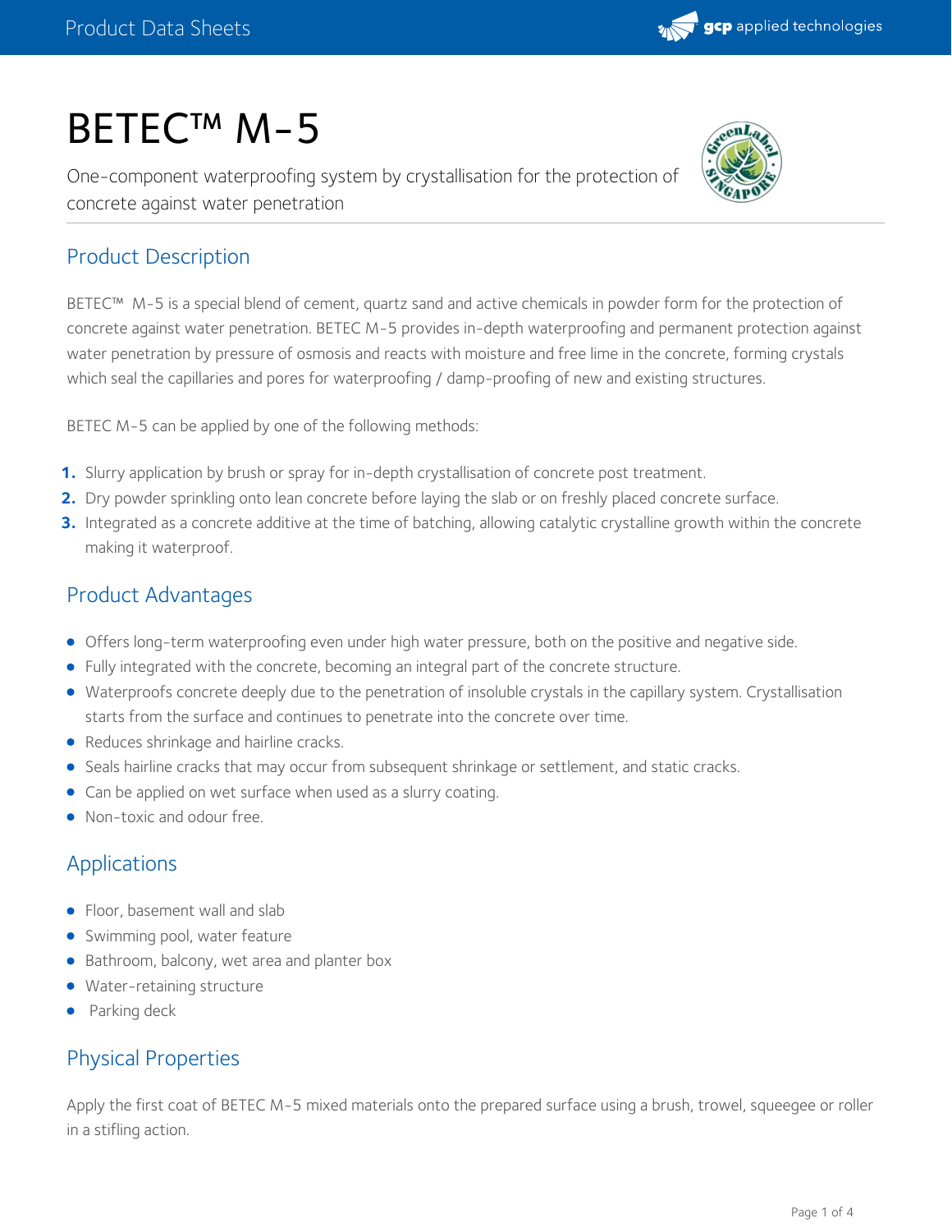# BETEC™ M-5

One-component waterproofing system by crystallisation for the protection of concrete against water penetration

## Product Description

BETEC™ M-5 is a special blend of cement, quartz sand and active chemicals in powder form for the protection of concrete against water penetration. BETEC M-5 provides in-depth waterproofing and permanent protection against water penetration by pressure of osmosis and reacts with moisture and free lime in the concrete, forming crystals which seal the capillaries and pores for waterproofing / damp-proofing of new and existing structures.

BETEC M-5 can be applied by one of the following methods:

1. Slurry application by brush or spray for in-depth crystallisation of concrete post treatment.
2. Dry powder sprinkling onto lean concrete before laying the slab or on freshly placed concrete surface.
3. Integrated as a concrete additive at the time of batching, allowing catalytic crystalline growth within the concrete making it waterproof.

## Product Advantages

- Offers long-term waterproofing even under high water pressure, both on the positive and negative side.
- Fully integrated with the concrete, becoming an integral part of the concrete structure.
- Waterproofs concrete deeply due to the penetration of insoluble crystals in the capillary system. Crystallisation starts from the surface and continues to penetrate into the concrete over time.
- Reduces shrinkage and hairline cracks.
- Seals hairline cracks that may occur from subsequent shrinkage or settlement, and static cracks.
- Can be applied on wet surface when used as a slurry coating.
- Non-toxic and odour free.

## Applications

- Floor, basement wall and slab
- Swimming pool, water feature
- Bathroom, balcony, wet area and planter box
- Water-retaining structure
- Parking deck

## Physical Properties

Apply the first coat of BETEC M-5 mixed materials onto the prepared surface using a brush, trowel, squeegee or roller in a stifling action.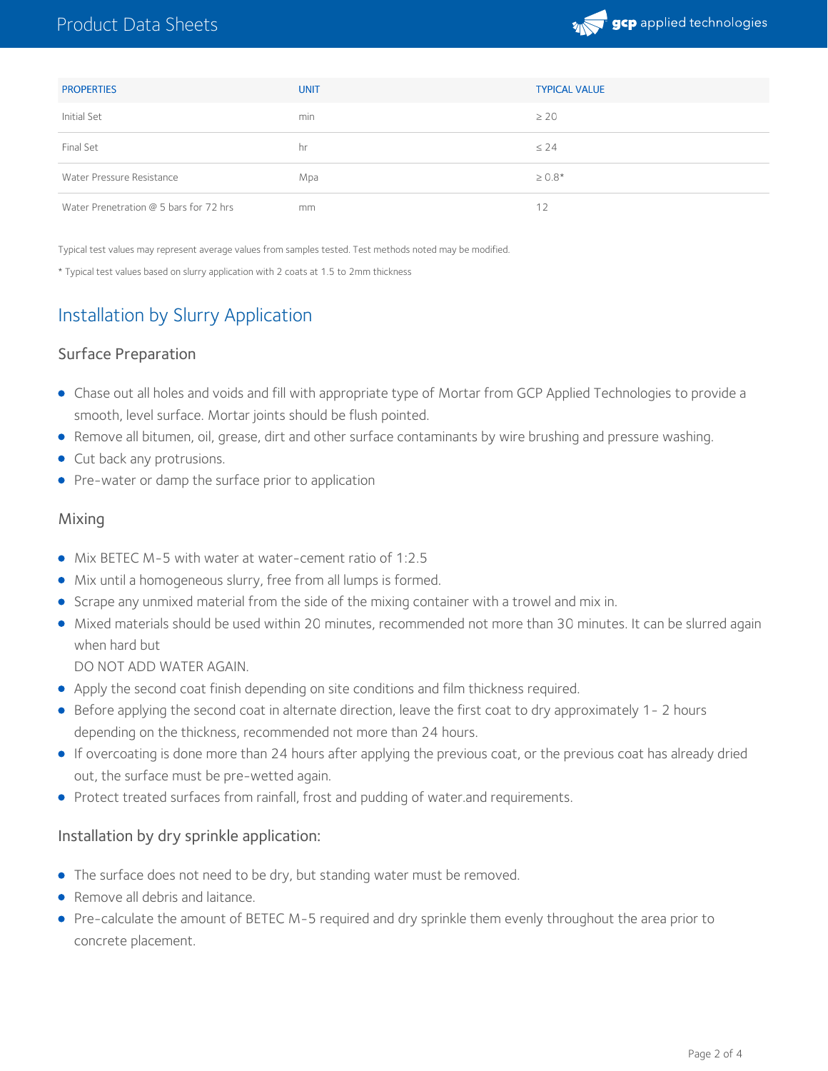| PROPERTIES | UNIT | TYPICAL VALUE |
| --- | --- | --- |
| Initial Set | min | ≥ 20 |
| Final Set | hr | ≤ 24 |
| Water Pressure Resistance | Mpa | ≥ 0.8* |
| Water Prenetration @ 5 bars for 72 hrs | mm | 12 |

Typical test values may represent average values from samples tested. Test methods noted may be modified.

* Typical test values based on slurry application with 2 coats at 1.5 to 2mm thickness

## Installation by Slurry Application

### Surface Preparation

- Chase out all holes and voids and fill with appropriate type of Mortar from GCP Applied Technologies to provide a smooth, level surface. Mortar joints should be flush pointed.
- Remove all bitumen, oil, grease, dirt and other surface contaminants by wire brushing and pressure washing.
- Cut back any protrusions.
- Pre-water or damp the surface prior to application

### Mixing

- Mix BETEC M-5 with water at water-cement ratio of 1:2.5
- Mix until a homogeneous slurry, free from all lumps is formed.
- Scrape any unmixed material from the side of the mixing container with a trowel and mix in.
- Mixed materials should be used within 20 minutes, recommended not more than 30 minutes. It can be slurred again when hard but
  DO NOT ADD WATER AGAIN.
- Apply the second coat finish depending on site conditions and film thickness required.
- Before applying the second coat in alternate direction, leave the first coat to dry approximately 1- 2 hours depending on the thickness, recommended not more than 24 hours.
- If overcoating is done more than 24 hours after applying the previous coat, or the previous coat has already dried out, the surface must be pre-wetted again.
- Protect treated surfaces from rainfall, frost and pudding of water.and requirements.

### Installation by dry sprinkle application:

- The surface does not need to be dry, but standing water must be removed.
- Remove all debris and laitance.
- Pre-calculate the amount of BETEC M-5 required and dry sprinkle them evenly throughout the area prior to concrete placement.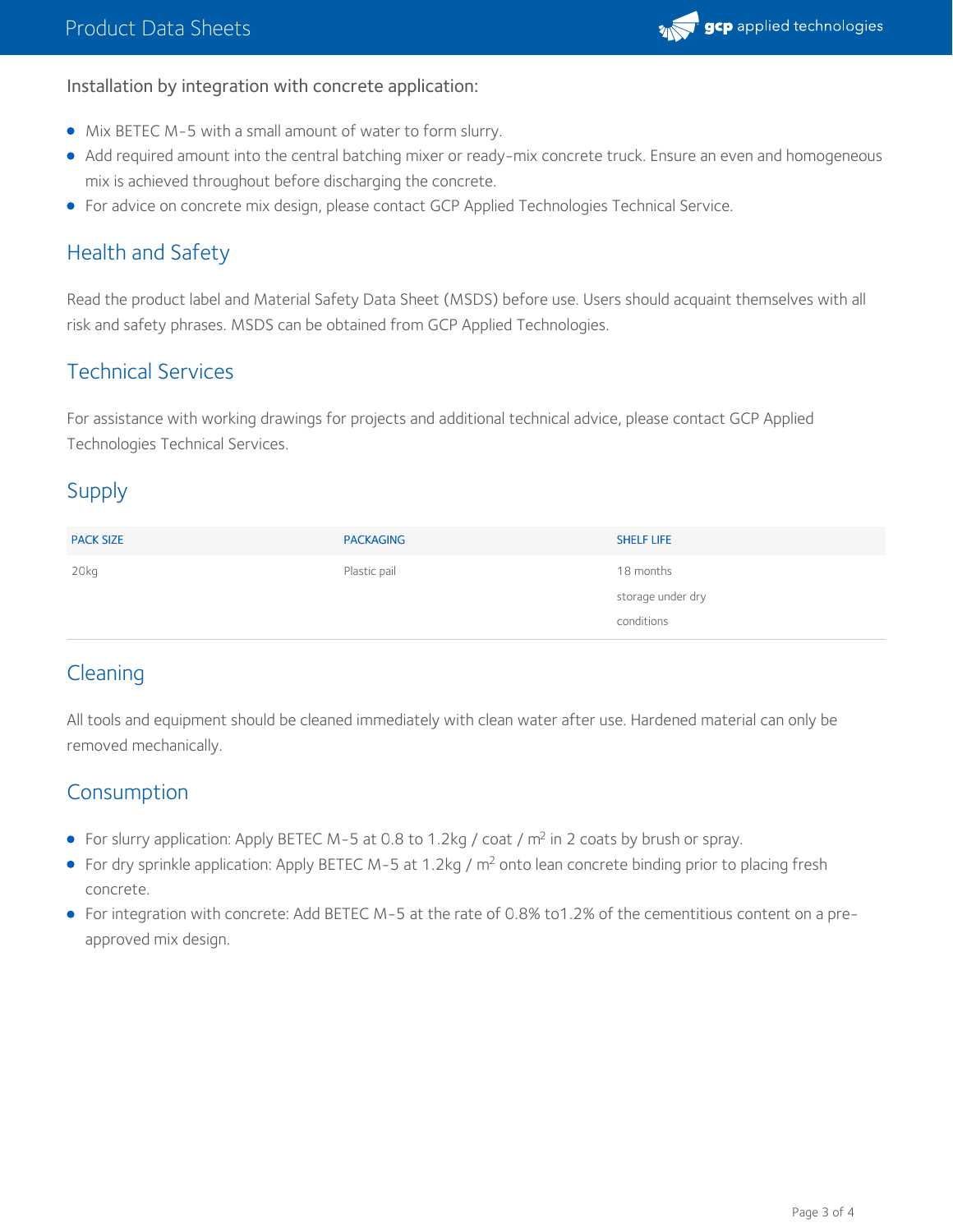Installation by integration with concrete application:

- Mix BETEC M-5 with a small amount of water to form slurry.
- Add required amount into the central batching mixer or ready-mix concrete truck. Ensure an even and homogeneous mix is achieved throughout before discharging the concrete.
- For advice on concrete mix design, please contact GCP Applied Technologies Technical Service.

## Health and Safety

Read the product label and Material Safety Data Sheet (MSDS) before use. Users should acquaint themselves with all risk and safety phrases. MSDS can be obtained from GCP Applied Technologies.

## Technical Services

For assistance with working drawings for projects and additional technical advice, please contact GCP Applied Technologies Technical Services.

## Supply

| PACK SIZE | PACKAGING | SHELF LIFE |
|---|---|---|
| 20kg | Plastic pail | 18 months storage under dry conditions |

## Cleaning

All tools and equipment should be cleaned immediately with clean water after use. Hardened material can only be removed mechanically.

## Consumption

- For slurry application: Apply BETEC M-5 at 0.8 to 1.2kg / coat / $m^2$ in 2 coats by brush or spray.
- For dry sprinkle application: Apply BETEC M-5 at 1.2kg / $m^2$ onto lean concrete binding prior to placing fresh concrete.
- For integration with concrete: Add BETEC M-5 at the rate of 0.8% to1.2% of the cementitious content on a pre-approved mix design.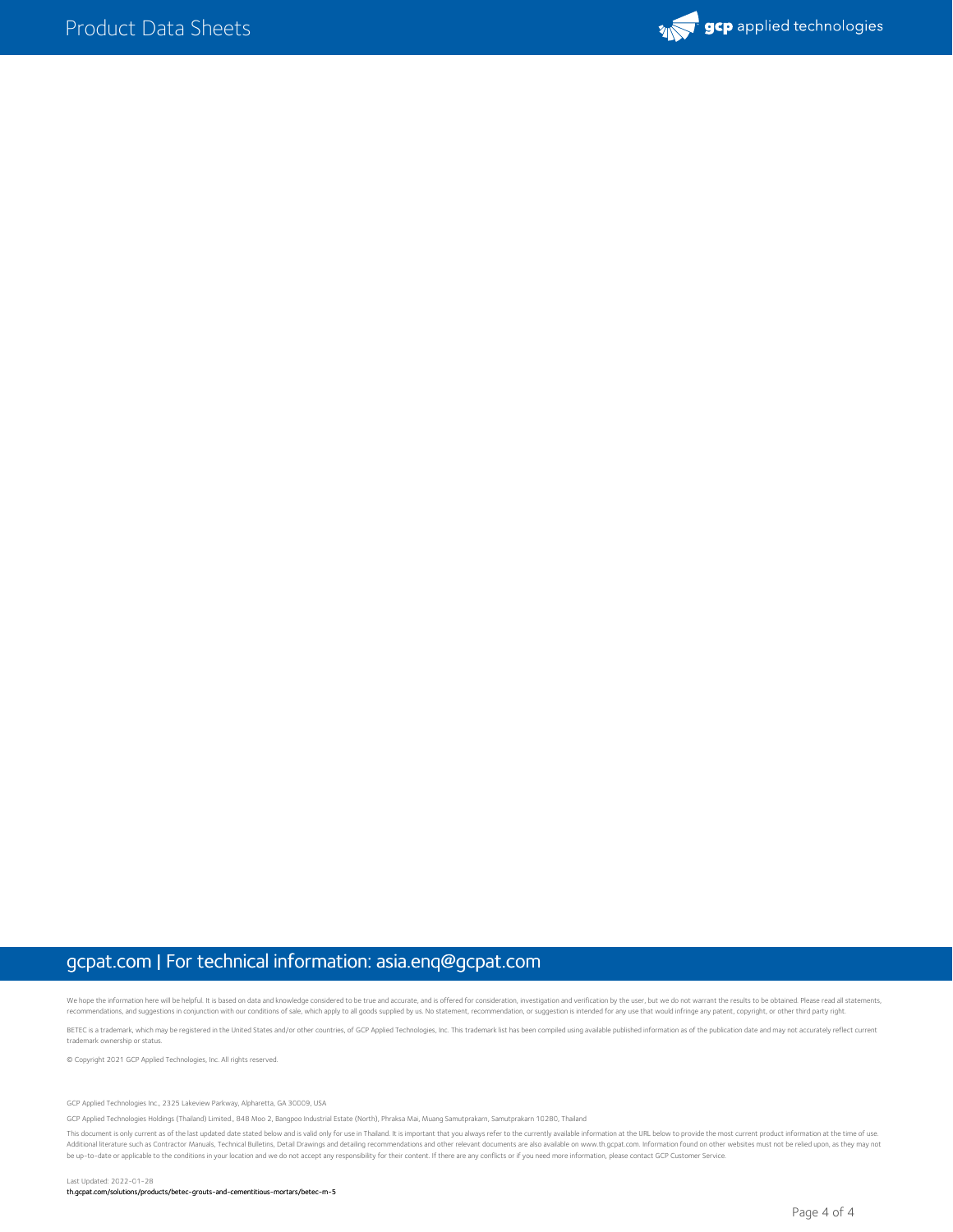gcpat.com | For technical information: asia.enq@gcpat.com

We hope the information here will be helpful. It is based on data and knowledge considered to be true and accurate, and is offered for consideration, investigation and verification by the user, but we do not warrant the results to be obtained. Please read all statements, recommendations, and suggestions in conjunction with our conditions of sale, which apply to all goods supplied by us. No statement, recommendation, or suggestion is intended for any use that would infringe any patent, copyright, or other third party right.

BETEC is a trademark, which may be registered in the United States and/or other countries, of GCP Applied Technologies, Inc. This trademark list has been compiled using available published information as of the publication date and may not accurately reflect current trademark ownership or status.

© Copyright 2021 GCP Applied Technologies, Inc. All rights reserved.

GCP Applied Technologies Inc., 2325 Lakeview Parkway, Alpharetta, GA 30009, USA

GCP Applied Technologies Holdings (Thailand) Limited., 848 Moo 2, Bangpoo Industrial Estate (North), Phraksa Mai, Muang Samutprakarn, Samutprakarn 10280, Thailand

This document is only current as of the last updated date stated below and is valid only for use in Thailand. It is important that you always refer to the currently available information at the URL below to provide the most current product information at the time of use. Additional literature such as Contractor Manuals, Technical Bulletins, Detail Drawings and detailing recommendations and other relevant documents are also available on www.th.gcpat.com. Information found on other websites must not be relied upon, as they may not be up-to-date or applicable to the conditions in your location and we do not accept any responsibility for their content. If there are any conflicts or if you need more information, please contact GCP Customer Service.

Last Updated: 2022-01-28
th.gcpat.com/solutions/products/betec-grouts-and-cementitious-mortars/betec-m-5